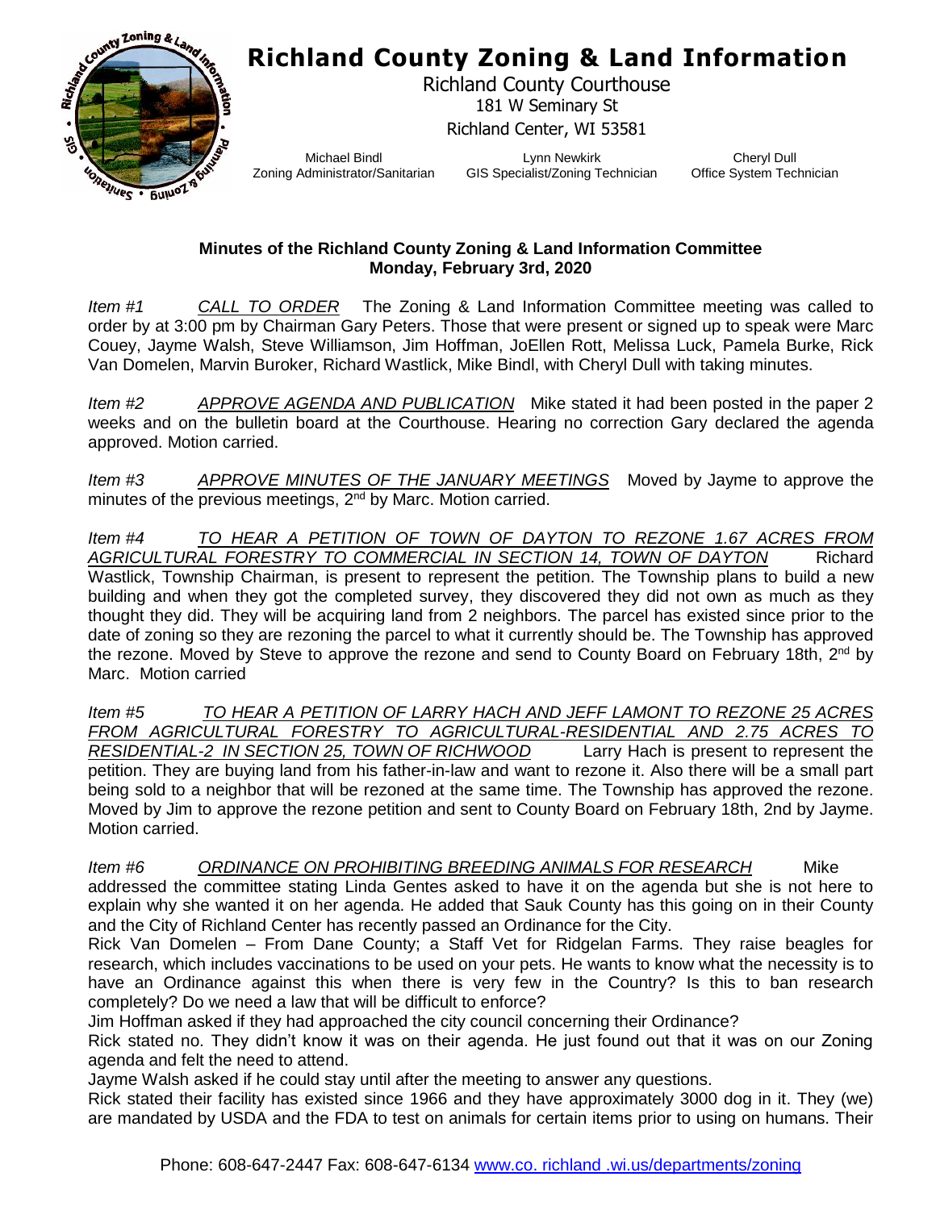# Richland County Zoning & Land Information

Richland County Courthouse
181 W Seminary St
Richland Center, WI 53581

Michael Bindl
Zoning Administrator/Sanitarian

Lynn Newkirk
GIS Specialist/Zoning Technician

Cheryl Dull
Office System Technician

**Minutes of the Richland County Zoning & Land Information Committee**
**Monday, February 3rd, 2020**

*Item #1* *CALL TO ORDER* The Zoning & Land Information Committee meeting was called to order by at 3:00 pm by Chairman Gary Peters. Those that were present or signed up to speak were Marc Couey, Jayme Walsh, Steve Williamson, Jim Hoffman, JoEllen Rott, Melissa Luck, Pamela Burke, Rick Van Domelen, Marvin Buroker, Richard Wastlick, Mike Bindl, with Cheryl Dull with taking minutes.

*Item #2* *APPROVE AGENDA AND PUBLICATION* Mike stated it had been posted in the paper 2 weeks and on the bulletin board at the Courthouse. Hearing no correction Gary declared the agenda approved. Motion carried.

*Item #3* *APPROVE MINUTES OF THE JANUARY MEETINGS* Moved by Jayme to approve the minutes of the previous meetings, 2nd by Marc. Motion carried.

*Item #4* *TO HEAR A PETITION OF TOWN OF DAYTON TO REZONE 1.67 ACRES FROM AGRICULTURAL FORESTRY TO COMMERCIAL IN SECTION 14, TOWN OF DAYTON* Richard Wastlick, Township Chairman, is present to represent the petition. The Township plans to build a new building and when they got the completed survey, they discovered they did not own as much as they thought they did. They will be acquiring land from 2 neighbors. The parcel has existed since prior to the date of zoning so they are rezoning the parcel to what it currently should be. The Township has approved the rezone. Moved by Steve to approve the rezone and send to County Board on February 18th, 2nd by Marc. Motion carried

*Item #5* *TO HEAR A PETITION OF LARRY HACH AND JEFF LAMONT TO REZONE 25 ACRES FROM AGRICULTURAL FORESTRY TO AGRICULTURAL-RESIDENTIAL AND 2.75 ACRES TO RESIDENTIAL-2 IN SECTION 25, TOWN OF RICHWOOD* Larry Hach is present to represent the petition. They are buying land from his father-in-law and want to rezone it. Also there will be a small part being sold to a neighbor that will be rezoned at the same time. The Township has approved the rezone. Moved by Jim to approve the rezone petition and sent to County Board on February 18th, 2nd by Jayme. Motion carried.

*Item #6* *ORDINANCE ON PROHIBITING BREEDING ANIMALS FOR RESEARCH* Mike addressed the committee stating Linda Gentes asked to have it on the agenda but she is not here to explain why she wanted it on her agenda. He added that Sauk County has this going on in their County and the City of Richland Center has recently passed an Ordinance for the City.

Rick Van Domelen – From Dane County; a Staff Vet for Ridgelan Farms. They raise beagles for research, which includes vaccinations to be used on your pets. He wants to know what the necessity is to have an Ordinance against this when there is very few in the Country? Is this to ban research completely? Do we need a law that will be difficult to enforce?

Jim Hoffman asked if they had approached the city council concerning their Ordinance?

Rick stated no. They didn't know it was on their agenda. He just found out that it was on our Zoning agenda and felt the need to attend.

Jayme Walsh asked if he could stay until after the meeting to answer any questions.

Rick stated their facility has existed since 1966 and they have approximately 3000 dog in it. They (we) are mandated by USDA and the FDA to test on animals for certain items prior to using on humans. Their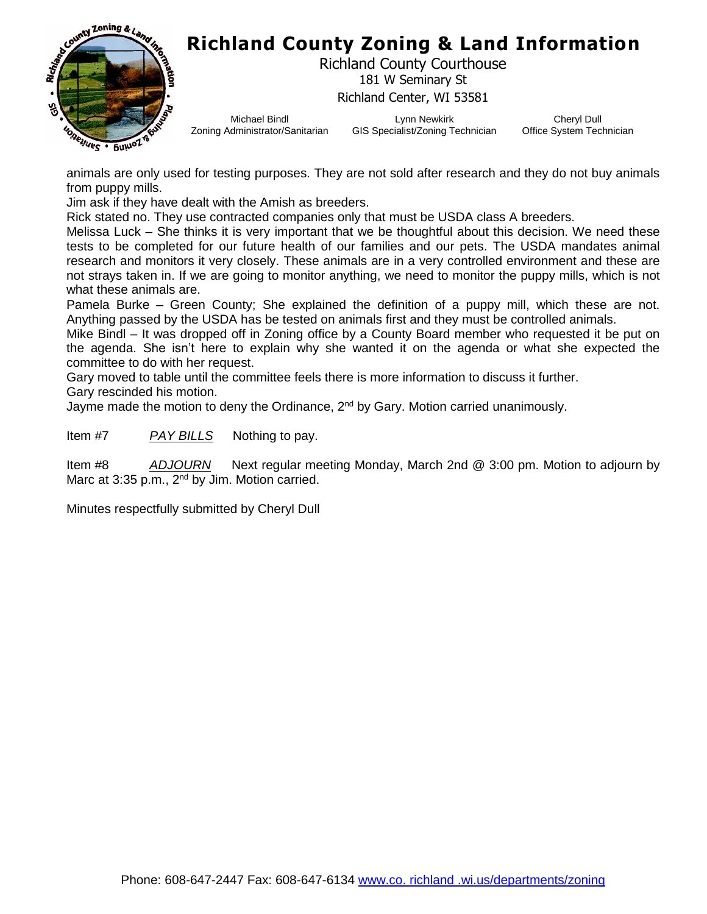animals are only used for testing purposes. They are not sold after research and they do not buy animals from puppy mills.

Jim ask if they have dealt with the Amish as breeders.

Rick stated no. They use contracted companies only that must be USDA class A breeders.

Melissa Luck – She thinks it is very important that we be thoughtful about this decision. We need these tests to be completed for our future health of our families and our pets. The USDA mandates animal research and monitors it very closely. These animals are in a very controlled environment and these are not strays taken in. If we are going to monitor anything, we need to monitor the puppy mills, which is not what these animals are.

Pamela Burke – Green County; She explained the definition of a puppy mill, which these are not. Anything passed by the USDA has be tested on animals first and they must be controlled animals.

Mike Bindl – It was dropped off in Zoning office by a County Board member who requested it be put on the agenda. She isn't here to explain why she wanted it on the agenda or what she expected the committee to do with her request.

Gary moved to table until the committee feels there is more information to discuss it further.

Gary rescinded his motion.

Jayme made the motion to deny the Ordinance, 2nd by Gary. Motion carried unanimously.

Item #7 *PAY BILLS* Nothing to pay.

Item #8 *ADJOURN* Next regular meeting Monday, March 2nd @ 3:00 pm. Motion to adjourn by Marc at 3:35 p.m., 2nd by Jim. Motion carried.

Minutes respectfully submitted by Cheryl Dull